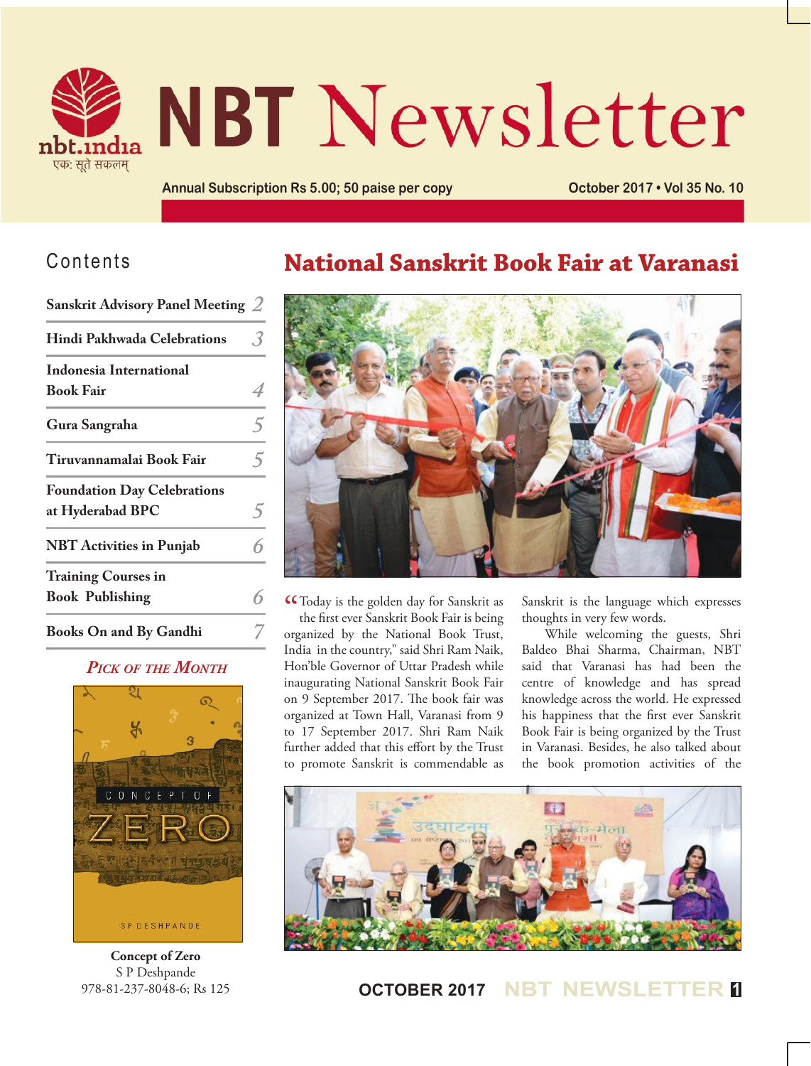# NBT Newsletter

nbt.india
एक: सूते सकलम्

Annual Subscription Rs 5.00; 50 paise per copy

October 2017 • Vol 35 No. 10

## Contents

| | |
|---|---|
| Sanskrit Advisory Panel Meeting | 2 |
| Hindi Pakhwada Celebrations | 3 |
| Indonesia International Book Fair | 4 |
| Gura Sangraha | 5 |
| Tiruvannamalai Book Fair | 5 |
| Foundation Day Celebrations at Hyderabad BPC | 5 |
| NBT Activities in Punjab | 6 |
| Training Courses in Book Publishing | 6 |
| Books On and By Gandhi | 7 |

*PICK OF THE MONTH*

**Concept of Zero**
S P Deshpande
978-81-237-8048-6; Rs 125

## National Sanskrit Book Fair at Varanasi

"Today is the golden day for Sanskrit as the first ever Sanskrit Book Fair is being organized by the National Book Trust, India in the country," said Shri Ram Naik, Hon'ble Governor of Uttar Pradesh while inaugurating National Sanskrit Book Fair on 9 September 2017. The book fair was organized at Town Hall, Varanasi from 9 to 17 September 2017. Shri Ram Naik further added that this effort by the Trust to promote Sanskrit is commendable as Sanskrit is the language which expresses thoughts in very few words.

While welcoming the guests, Shri Baldeo Bhai Sharma, Chairman, NBT said that Varanasi has had been the centre of knowledge and has spread knowledge across the world. He expressed his happiness that the first ever Sanskrit Book Fair is being organized by the Trust in Varanasi. Besides, he also talked about the book promotion activities of the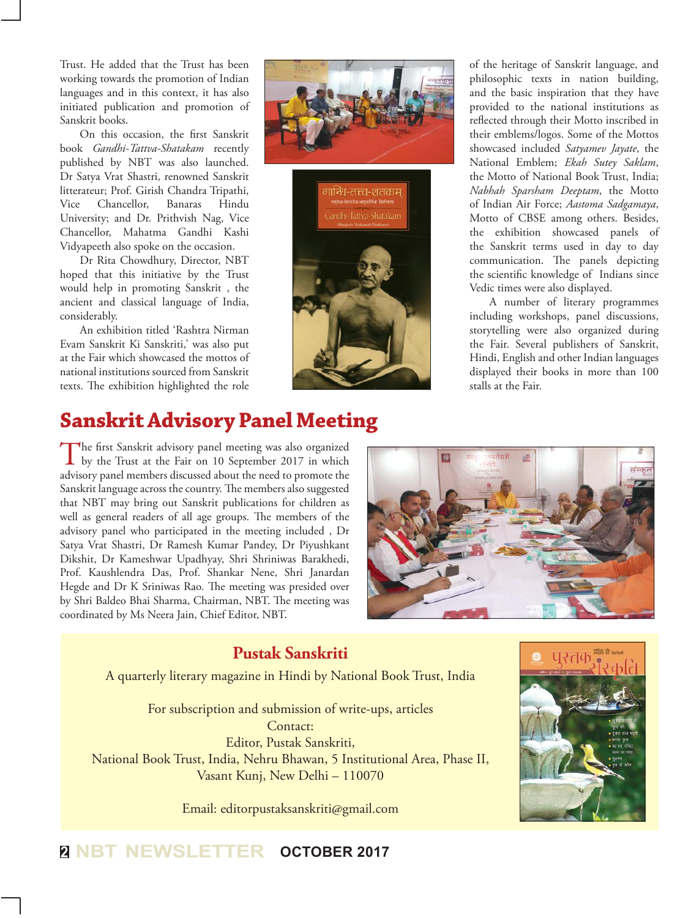Trust. He added that the Trust has been working towards the promotion of Indian languages and in this context, it has also initiated publication and promotion of Sanskrit books.

On this occasion, the first Sanskrit book *Gandhi-Tattva-Shatakam* recently published by NBT was also launched. Dr Satya Vrat Shastri, renowned Sanskrit litterateur; Prof. Girish Chandra Tripathi, Vice Chancellor, Banaras Hindu University; and Dr. Prithvish Nag, Vice Chancellor, Mahatma Gandhi Kashi Vidyapeeth also spoke on the occasion.

Dr Rita Chowdhury, Director, NBT hoped that this initiative by the Trust would help in promoting Sanskrit , the ancient and classical language of India, considerably.

An exhibition titled 'Rashtra Nirman Evam Sanskrit Ki Sanskriti,' was also put at the Fair which showcased the mottos of national institutions sourced from Sanskrit texts. The exhibition highlighted the role of the heritage of Sanskrit language, and philosophic texts in nation building, and the basic inspiration that they have provided to the national institutions as reflected through their Motto inscribed in their emblems/logos. Some of the Mottos showcased included *Satyamev Jayate*, the National Emblem; *Ekah Sutey Saklam*, the Motto of National Book Trust, India; *Nabhah Sparsham Deeptam*, the Motto of Indian Air Force; *Aastoma Sadgamaya*, Motto of CBSE among others. Besides, the exhibition showcased panels of the Sanskrit terms used in day to day communication. The panels depicting the scientific knowledge of Indians since Vedic times were also displayed.

A number of literary programmes including workshops, panel discussions, storytelling were also organized during the Fair. Several publishers of Sanskrit, Hindi, English and other Indian languages displayed their books in more than 100 stalls at the Fair.

## Sanskrit Advisory Panel Meeting

The first Sanskrit advisory panel meeting was also organized by the Trust at the Fair on 10 September 2017 in which advisory panel members discussed about the need to promote the Sanskrit language across the country. The members also suggested that NBT may bring out Sanskrit publications for children as well as general readers of all age groups. The members of the advisory panel who participated in the meeting included , Dr Satya Vrat Shastri, Dr Ramesh Kumar Pandey, Dr Piyushkant Dikshit, Dr Kameshwar Upadhyay, Shri Shriniwas Barakhedi, Prof. Kaushlendra Das, Prof. Shankar Nene, Shri Janardan Hegde and Dr K Sriniwas Rao. The meeting was presided over by Shri Baldeo Bhai Sharma, Chairman, NBT. The meeting was coordinated by Ms Neera Jain, Chief Editor, NBT.

### Pustak Sanskriti

A quarterly literary magazine in Hindi by National Book Trust, India

For subscription and submission of write-ups, articles
Contact:
Editor, Pustak Sanskriti,
National Book Trust, India, Nehru Bhawan, 5 Institutional Area, Phase II,
Vasant Kunj, New Delhi – 110070

Email: editorpustaksanskriti@gmail.com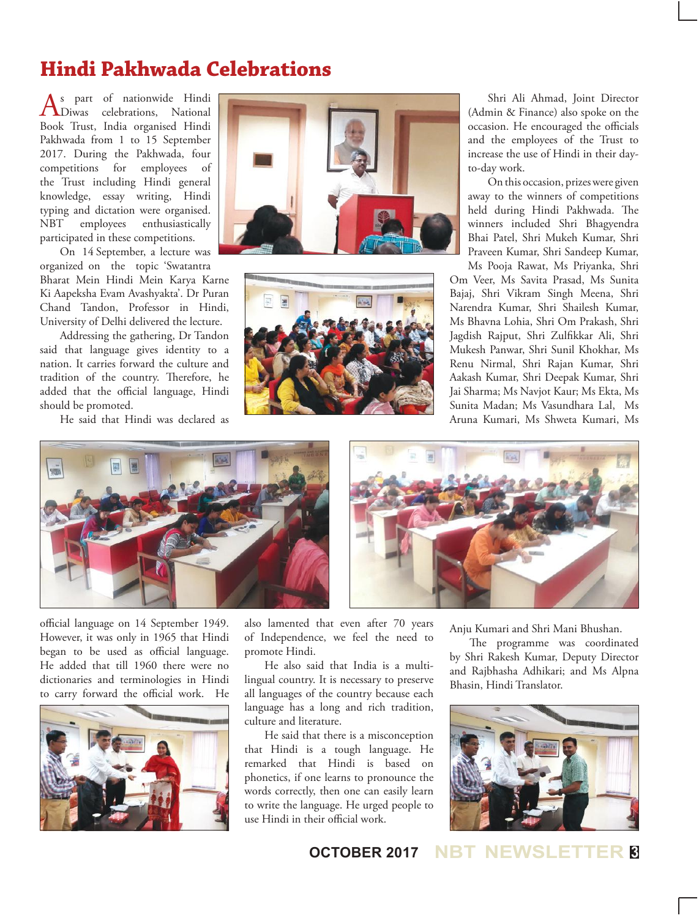# Hindi Pakhwada Celebrations

As part of nationwide Hindi Diwas celebrations, National Book Trust, India organised Hindi Pakhwada from 1 to 15 September 2017. During the Pakhwada, four competitions for employees of the Trust including Hindi general knowledge, essay writing, Hindi typing and dictation were organised. NBT employees enthusiastically participated in these competitions.

On 14 September, a lecture was organized on the topic 'Swatantra Bharat Mein Hindi Mein Karya Karne Ki Aapeksha Evam Avashyakta'. Dr Puran Chand Tandon, Professor in Hindi, University of Delhi delivered the lecture.

Addressing the gathering, Dr Tandon said that language gives identity to a nation. It carries forward the culture and tradition of the country. Therefore, he added that the official language, Hindi should be promoted.

He said that Hindi was declared as official language on 14 September 1949. However, it was only in 1965 that Hindi began to be used as official language. He added that till 1960 there were no dictionaries and terminologies in Hindi to carry forward the official work. He also lamented that even after 70 years of Independence, we feel the need to promote Hindi.

He also said that India is a multi-lingual country. It is necessary to preserve all languages of the country because each language has a long and rich tradition, culture and literature.

He said that there is a misconception that Hindi is a tough language. He remarked that Hindi is based on phonetics, if one learns to pronounce the words correctly, then one can easily learn to write the language. He urged people to use Hindi in their official work.

Shri Ali Ahmad, Joint Director (Admin & Finance) also spoke on the occasion. He encouraged the officials and the employees of the Trust to increase the use of Hindi in their day-to-day work.

On this occasion, prizes were given away to the winners of competitions held during Hindi Pakhwada. The winners included Shri Bhagyendra Bhai Patel, Shri Mukeh Kumar, Shri Praveen Kumar, Shri Sandeep Kumar, Ms Pooja Rawat, Ms Priyanka, Shri Om Veer, Ms Savita Prasad, Ms Sunita Bajaj, Shri Vikram Singh Meena, Shri Narendra Kumar, Shri Shailesh Kumar, Ms Bhavna Lohia, Shri Om Prakash, Shri Jagdish Rajput, Shri Zulfikkar Ali, Shri Mukesh Panwar, Shri Sunil Khokhar, Ms Renu Nirmal, Shri Rajan Kumar, Shri Aakash Kumar, Shri Deepak Kumar, Shri Jai Sharma; Ms Navjot Kaur; Ms Ekta, Ms Sunita Madan; Ms Vasundhara Lal, Ms Aruna Kumari, Ms Shweta Kumari, Ms Anju Kumari and Shri Mani Bhushan.

The programme was coordinated by Shri Rakesh Kumar, Deputy Director and Rajbhasha Adhikari; and Ms Alpna Bhasin, Hindi Translator.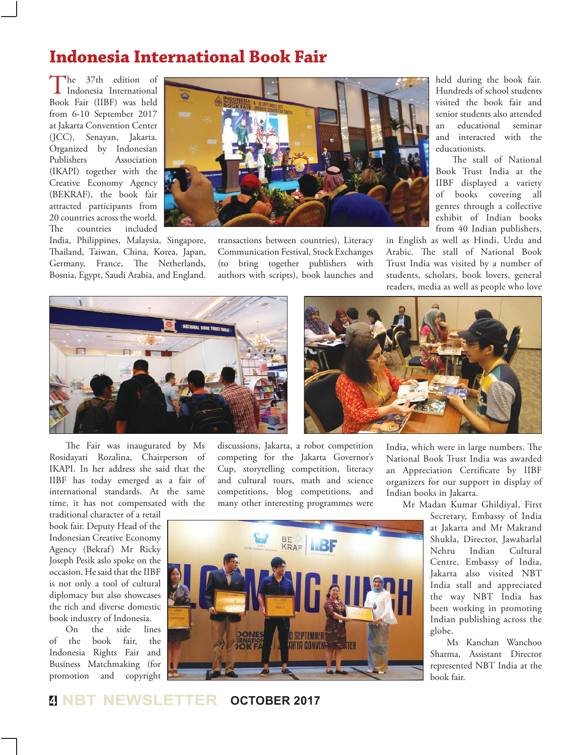# Indonesia International Book Fair

The 37th edition of Indonesia International Book Fair (IIBF) was held from 6-10 September 2017 at Jakarta Convention Center (JCC), Senayan, Jakarta. Organized by Indonesian Publishers Association (IKAPI) together with the Creative Economy Agency (BEKRAF), the book fair attracted participants from 20 countries across the world. The countries included India, Philippines, Malaysia, Singapore, Thailand, Taiwan, China, Korea, Japan, Germany, France, The Netherlands, Bosnia, Egypt, Saudi Arabia, and England.

The Fair was inaugurated by Ms Rosidayati Rozalina, Chairperson of IKAPI. In her address she said that the IIBF has today emerged as a fair of international standards. At the same time, it has not compensated with the traditional character of a retail book fair. Deputy Head of the Indonesian Creative Economy Agency (Bekraf) Mr Ricky Joseph Pesik aslo spoke on the occasion. He said that the IIBF is not only a tool of cultural diplomacy but also showcases the rich and diverse domestic book industry of Indonesia.

On the side lines of the book fair, the Indonesia Rights Fair and Business Matchmaking (for promotion and copyright transactions between countries), Literacy Communication Festival, Stock Exchanges (to bring together publishers with authors with scripts), book launches and discussions, Jakarta, a robot competition competing for the Jakarta Governor's Cup, storytelling competition, literacy and cultural tours, math and science competitions, blog competitions, and many other interesting programmes were held during the book fair. Hundreds of school students visited the book fair and senior students also attended an educational seminar and interacted with the educationists.

The stall of National Book Trust India at the IIBF displayed a variety of books covering all genres through a collective exhibit of Indian books from 40 Indian publishers, in English as well as Hindi, Urdu and Arabic. The stall of National Book Trust India was visited by a number of students, scholars, book lovers, general readers, media as well as people who love India, which were in large numbers. The National Book Trust India was awarded an Appreciation Certificate by IIBF organizers for our support in display of Indian books in Jakarta.

Mr Madan Kumar Ghildiyal, First Secretary, Embassy of India at Jakarta and Mr Makrand Shukla, Director, Jawaharlal Nehru Indian Cultural Centre, Embassy of India, Jakarta also visited NBT India stall and appreciated the way NBT India has been working in promoting Indian publishing across the globe.

Ms Kanchan Wanchoo Sharma, Assistant Director represented NBT India at the book fair.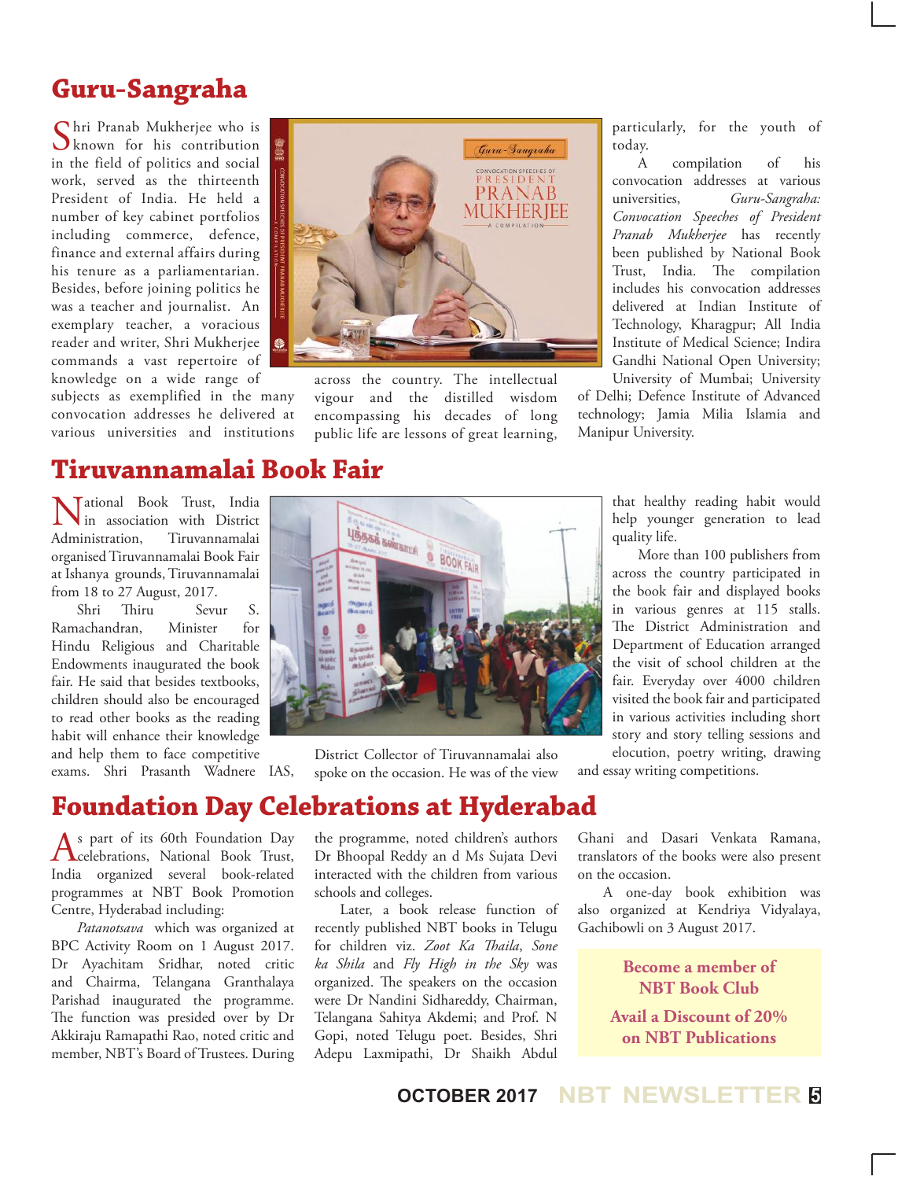## Guru-Sangraha

Shri Pranab Mukherjee who is known for his contribution in the field of politics and social work, served as the thirteenth President of India. He held a number of key cabinet portfolios including commerce, defence, finance and external affairs during his tenure as a parliamentarian. Besides, before joining politics he was a teacher and journalist. An exemplary teacher, a voracious reader and writer, Shri Mukherjee commands a vast repertoire of knowledge on a wide range of subjects as exemplified in the many convocation addresses he delivered at various universities and institutions across the country. The intellectual vigour and the distilled wisdom encompassing his decades of long public life are lessons of great learning, particularly, for the youth of today.

A compilation of his convocation addresses at various universities, *Guru-Sangraha: Convocation Speeches of President Pranab Mukherjee* has recently been published by National Book Trust, India. The compilation includes his convocation addresses delivered at Indian Institute of Technology, Kharagpur; All India Institute of Medical Science; Indira Gandhi National Open University; University of Mumbai; University of Delhi; Defence Institute of Advanced technology; Jamia Milia Islamia and Manipur University.

## Tiruvannamalai Book Fair

National Book Trust, India in association with District Administration, Tiruvannamalai organised Tiruvannamalai Book Fair at Ishanya grounds, Tiruvannamalai from 18 to 27 August, 2017.

Shri Thiru Sevur S. Ramachandran, Minister for Hindu Religious and Charitable Endowments inaugurated the book fair. He said that besides textbooks, children should also be encouraged to read other books as the reading habit will enhance their knowledge and help them to face competitive exams. Shri Prasanth Wadnere IAS, District Collector of Tiruvannamalai also spoke on the occasion. He was of the view that healthy reading habit would help younger generation to lead quality life.

More than 100 publishers from across the country participated in the book fair and displayed books in various genres at 115 stalls. The District Administration and Department of Education arranged the visit of school children at the fair. Everyday over 4000 children visited the book fair and participated in various activities including short story and story telling sessions and elocution, poetry writing, drawing and essay writing competitions.

## Foundation Day Celebrations at Hyderabad

As part of its 60th Foundation Day celebrations, National Book Trust, India organized several book-related programmes at NBT Book Promotion Centre, Hyderabad including:

*Patanotsava* which was organized at BPC Activity Room on 1 August 2017. Dr Ayachitam Sridhar, noted critic and Chairma, Telangana Granthalaya Parishad inaugurated the programme. The function was presided over by Dr Akkiraju Ramapathi Rao, noted critic and member, NBT's Board of Trustees. During the programme, noted children's authors Dr Bhoopal Reddy an d Ms Sujata Devi interacted with the children from various schools and colleges.

Later, a book release function of recently published NBT books in Telugu for children viz. *Zoot Ka Thaila*, *Sone ka Shila* and *Fly High in the Sky* was organized. The speakers on the occasion were Dr Nandini Sidhareddy, Chairman, Telangana Sahitya Akdemi; and Prof. N Gopi, noted Telugu poet. Besides, Shri Adepu Laxmipathi, Dr Shaikh Abdul Ghani and Dasari Venkata Ramana, translators of the books were also present on the occasion.

A one-day book exhibition was also organized at Kendriya Vidyalaya, Gachibowli on 3 August 2017.

**Become a member of NBT Book Club**

**Avail a Discount of 20% on NBT Publications**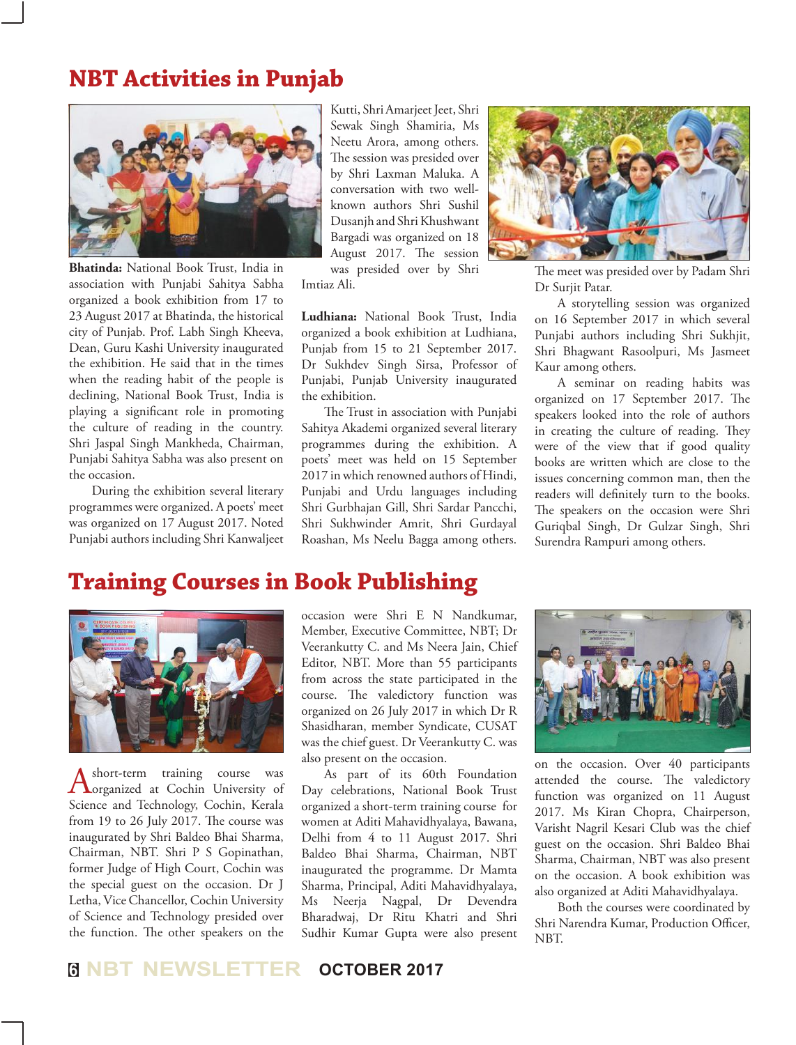# NBT Activities in Punjab

**Bhatinda:** National Book Trust, India in association with Punjabi Sahitya Sabha organized a book exhibition from 17 to 23 August 2017 at Bhatinda, the historical city of Punjab. Prof. Labh Singh Kheeva, Dean, Guru Kashi University inaugurated the exhibition. He said that in the times when the reading habit of the people is declining, National Book Trust, India is playing a significant role in promoting the culture of reading in the country. Shri Jaspal Singh Mankheda, Chairman, Punjabi Sahitya Sabha was also present on the occasion.

During the exhibition several literary programmes were organized. A poets' meet was organized on 17 August 2017. Noted Punjabi authors including Shri Kanwaljeet Kutti, Shri Amarjeet Jeet, Shri Sewak Singh Shamiria, Ms Neetu Arora, among others. The session was presided over by Shri Laxman Maluka. A conversation with two well-known authors Shri Sushil Dusanjh and Shri Khushwant Bargadi was organized on 18 August 2017. The session was presided over by Shri Imtiaz Ali.

**Ludhiana:** National Book Trust, India organized a book exhibition at Ludhiana, Punjab from 15 to 21 September 2017. Dr Sukhdev Singh Sirsa, Professor of Punjabi, Punjab University inaugurated the exhibition.

The Trust in association with Punjabi Sahitya Akademi organized several literary programmes during the exhibition. A poets' meet was held on 15 September 2017 in which renowned authors of Hindi, Punjabi and Urdu languages including Shri Gurbhajan Gill, Shri Sardar Pancchi, Shri Sukhwinder Amrit, Shri Gurdayal Roashan, Ms Neelu Bagga among others. The meet was presided over by Padam Shri Dr Surjit Patar.

A storytelling session was organized on 16 September 2017 in which several Punjabi authors including Shri Sukhjit, Shri Bhagwant Rasoolpuri, Ms Jasmeet Kaur among others.

A seminar on reading habits was organized on 17 September 2017. The speakers looked into the role of authors in creating the culture of reading. They were of the view that if good quality books are written which are close to the issues concerning common man, then the readers will definitely turn to the books. The speakers on the occasion were Shri Guriqbal Singh, Dr Gulzar Singh, Shri Surendra Rampuri among others.

# Training Courses in Book Publishing

A short-term training course was organized at Cochin University of Science and Technology, Cochin, Kerala from 19 to 26 July 2017. The course was inaugurated by Shri Baldeo Bhai Sharma, Chairman, NBT. Shri P S Gopinathan, former Judge of High Court, Cochin was the special guest on the occasion. Dr J Letha, Vice Chancellor, Cochin University of Science and Technology presided over the function. The other speakers on the occasion were Shri E N Nandkumar, Member, Executive Committee, NBT; Dr Veerankutty C. and Ms Neera Jain, Chief Editor, NBT. More than 55 participants from across the state participated in the course. The valedictory function was organized on 26 July 2017 in which Dr R Shasidharan, member Syndicate, CUSAT was the chief guest. Dr Veerankutty C. was also present on the occasion.

As part of its 60th Foundation Day celebrations, National Book Trust organized a short-term training course for women at Aditi Mahavidhyalaya, Bawana, Delhi from 4 to 11 August 2017. Shri Baldeo Bhai Sharma, Chairman, NBT inaugurated the programme. Dr Mamta Sharma, Principal, Aditi Mahavidhyalaya, Ms Neerja Nagpal, Dr Devendra Bharadwaj, Dr Ritu Khatri and Shri Sudhir Kumar Gupta were also present on the occasion. Over 40 participants attended the course. The valedictory function was organized on 11 August 2017. Ms Kiran Chopra, Chairperson, Varisht Nagril Kesari Club was the chief guest on the occasion. Shri Baldeo Bhai Sharma, Chairman, NBT was also present on the occasion. A book exhibition was also organized at Aditi Mahavidhyalaya.

Both the courses were coordinated by Shri Narendra Kumar, Production Officer, NBT.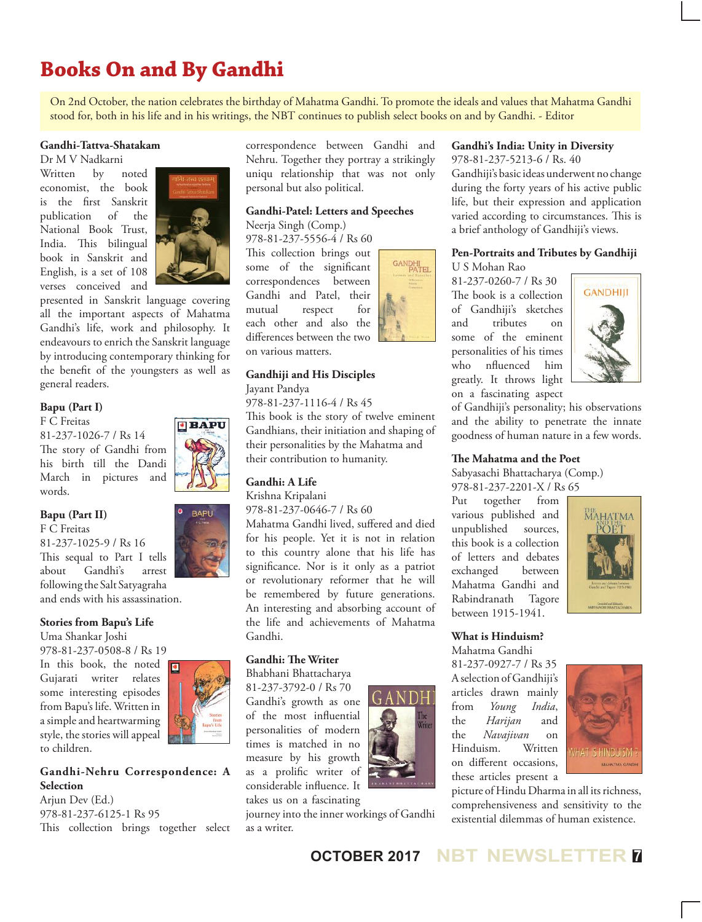# Books On and By Gandhi

On 2nd October, the nation celebrates the birthday of Mahatma Gandhi. To promote the ideals and values that Mahatma Gandhi stood for, both in his life and in his writings, the NBT continues to publish select books on and by Gandhi. - Editor

**Gandhi-Tattva-Shatakam**
Dr M V Nadkarni

Written by noted economist, the book is the first Sanskrit publication of the National Book Trust, India. This bilingual book in Sanskrit and English, is a set of 108 verses conceived and presented in Sanskrit language covering all the important aspects of Mahatma Gandhi's life, work and philosophy. It endeavours to enrich the Sanskrit language by introducing contemporary thinking for the benefit of the youngsters as well as general readers.

**Bapu (Part I)**
F C Freitas
81-237-1026-7 / Rs 14

The story of Gandhi from his birth till the Dandi March in pictures and words.

**Bapu (Part II)**
F C Freitas
81-237-1025-9 / Rs 16

This sequal to Part I tells about Gandhi's arrest following the Salt Satyagraha and ends with his assassination.

**Stories from Bapu's Life**
Uma Shankar Joshi
978-81-237-0508-8 / Rs 19

In this book, the noted Gujarati writer relates some interesting episodes from Bapu's life. Written in a simple and heartwarming style, the stories will appeal to children.

**Gandhi-Nehru Correspondence: A Selection**
Arjun Dev (Ed.)
978-81-237-6125-1 Rs 95

This collection brings together select correspondence between Gandhi and Nehru. Together they portray a strikingly uniqu relationship that was not only personal but also political.

**Gandhi-Patel: Letters and Speeches**
Neerja Singh (Comp.)
978-81-237-5556-4 / Rs 60

This collection brings out some of the significant correspondences between Gandhi and Patel, their mutual respect for each other and also the differences between the two on various matters.

**Gandhiji and His Disciples**
Jayant Pandya
978-81-237-1116-4 / Rs 45

This book is the story of twelve eminent Gandhians, their initiation and shaping of their personalities by the Mahatma and their contribution to humanity.

**Gandhi: A Life**
Krishna Kripalani
978-81-237-0646-7 / Rs 60

Mahatma Gandhi lived, suffered and died for his people. Yet it is not in relation to this country alone that his life has significance. Nor is it only as a patriot or revolutionary reformer that he will be remembered by future generations. An interesting and absorbing account of the life and achievements of Mahatma Gandhi.

**Gandhi: The Writer**
Bhabhani Bhattacharya
81-237-3792-0 / Rs 70

Gandhi's growth as one of the most influential personalities of modern times is matched in no measure by his growth as a prolific writer of considerable influence. It takes us on a fascinating journey into the inner workings of Gandhi as a writer.

**Gandhi's India: Unity in Diversity**
978-81-237-5213-6 / Rs. 40

Gandhiji's basic ideas underwent no change during the forty years of his active public life, but their expression and application varied according to circumstances. This is a brief anthology of Gandhiji's views.

**Pen-Portraits and Tributes by Gandhiji**
U S Mohan Rao
81-237-0260-7 / Rs 30

The book is a collection of Gandhiji's sketches and tributes on some of the eminent personalities of his times who nfluenced him greatly. It throws light on a fascinating aspect of Gandhiji's personality; his observations and the ability to penetrate the innate goodness of human nature in a few words.

**The Mahatma and the Poet**
Sabyasachi Bhattacharya (Comp.)
978-81-237-2201-X / Rs 65

Put together from various published and unpublished sources, this book is a collection of letters and debates exchanged between Mahatma Gandhi and Rabindranath Tagore between 1915-1941.

**What is Hinduism?**
Mahatma Gandhi
81-237-0927-7 / Rs 35

A selection of Gandhiji's articles drawn mainly from *Young India*, the *Harijan* and the *Navajivan* on Hinduism. Written on different occasions, these articles present a picture of Hindu Dharma in all its richness, comprehensiveness and sensitivity to the existential dilemmas of human existence.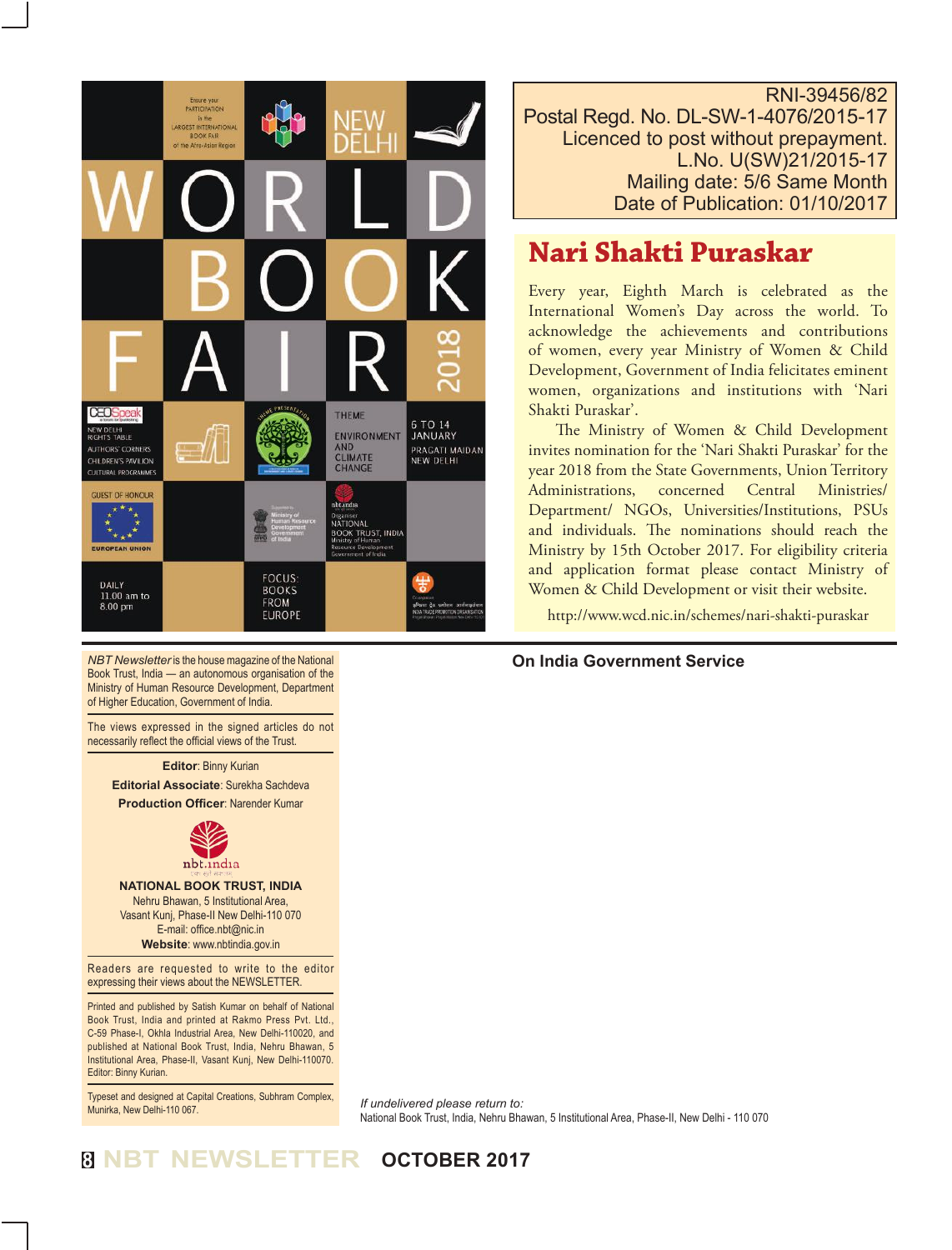WORLD BOOK FAIR

Ensure your PARTICIPATION in the LARGEST INTERNATIONAL BOOK FAIR of the Afro-Asian Region

NEW DELHI

2018

CEOSpeak

NEW DELHI RIGHTS TABLE

AUTHORS' CORNERS

CHILDREN'S PAVILION

CULTURAL PROGRAMMES

THEME

ENVIRONMENT AND CLIMATE CHANGE

6 TO 14 JANUARY

PRAGATI MAIDAN NEW DELHI

GUEST OF HONOUR

EUROPEAN UNION

Supported by Ministry of Human Resource Development Government of India

Organiser NATIONAL BOOK TRUST, INDIA Ministry of Human Resource Development Government of India

DAILY 11.00 am to 8.00 pm

FOCUS: BOOKS FROM EUROPE

Co-organiser INDIA TRADE PROMOTION ORGANISATION

RNI-39456/82
Postal Regd. No. DL-SW-1-4076/2015-17
Licenced to post without prepayment.
L.No. U(SW)21/2015-17
Mailing date: 5/6 Same Month
Date of Publication: 01/10/2017

## Nari Shakti Puraskar

Every year, Eighth March is celebrated as the International Women's Day across the world. To acknowledge the achievements and contributions of women, every year Ministry of Women & Child Development, Government of India felicitates eminent women, organizations and institutions with 'Nari Shakti Puraskar'.

The Ministry of Women & Child Development invites nomination for the 'Nari Shakti Puraskar' for the year 2018 from the State Governments, Union Territory Administrations, concerned Central Ministries/ Department/ NGOs, Universities/Institutions, PSUs and individuals. The nominations should reach the Ministry by 15th October 2017. For eligibility criteria and application format please contact Ministry of Women & Child Development or visit their website.

http://www.wcd.nic.in/schemes/nari-shakti-puraskar

*NBT Newsletter* is the house magazine of the National Book Trust, India — an autonomous organisation of the Ministry of Human Resource Development, Department of Higher Education, Government of India.

The views expressed in the signed articles do not necessarily reflect the official views of the Trust.

**Editor**: Binny Kurian
**Editorial Associate**: Surekha Sachdeva
**Production Officer**: Narender Kumar

**NATIONAL BOOK TRUST, INDIA**
Nehru Bhawan, 5 Institutional Area,
Vasant Kunj, Phase-II New Delhi-110 070
E-mail: office.nbt@nic.in
**Website**: www.nbtindia.gov.in

Readers are requested to write to the editor expressing their views about the NEWSLETTER.

Printed and published by Satish Kumar on behalf of National Book Trust, India and printed at Rakmo Press Pvt. Ltd., C-59 Phase-I, Okhla Industrial Area, New Delhi-110020, and published at National Book Trust, India, Nehru Bhawan, 5 Institutional Area, Phase-II, Vasant Kunj, New Delhi-110070. Editor: Binny Kurian.

Typeset and designed at Capital Creations, Subhram Complex, Munirka, New Delhi-110 067.

**On India Government Service**

*If undelivered please return to:*
National Book Trust, India, Nehru Bhawan, 5 Institutional Area, Phase-II, New Delhi - 110 070